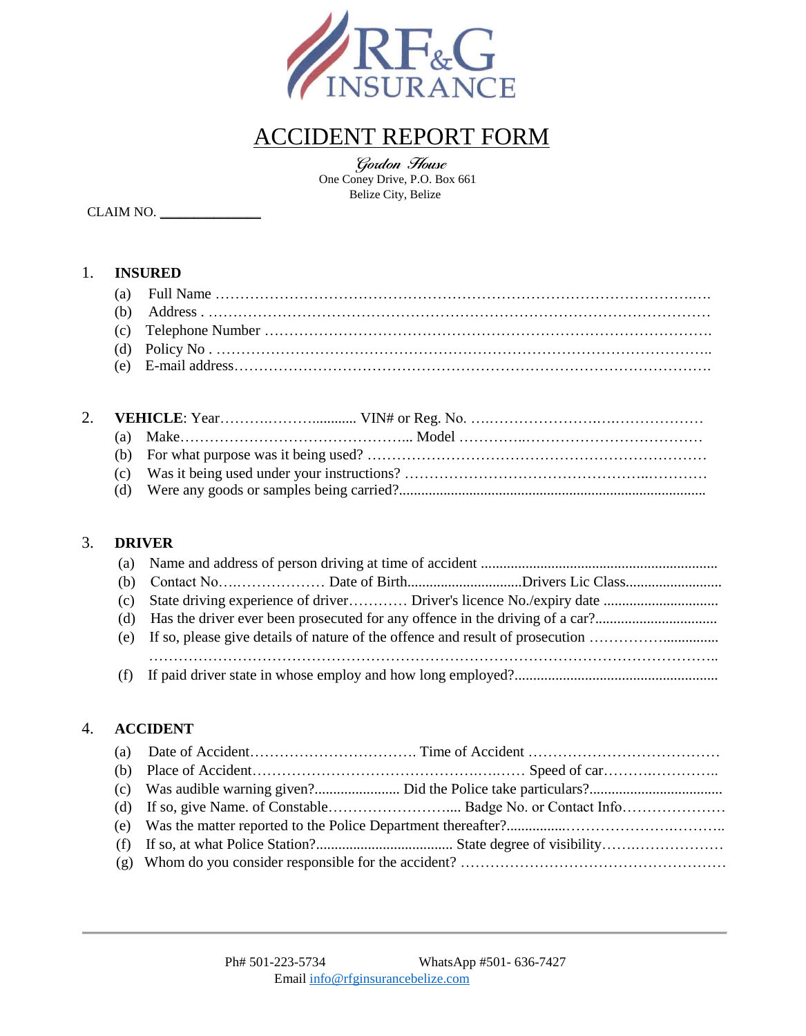RF&G INSURANCE

# ACCIDENT REPORT FORM

*Gordon House*
One Coney Drive, P.O. Box 661
Belize City, Belize

CLAIM NO. ______________

1. **INSURED**
   (a) Full Name ……………………………………………………………………………………….….
   (b) Address . ……………………………………………………………………………………………
   (c) Telephone Number ……………………………………………………………………………….
   (d) Policy No . …………………………………………………………………………………………..
   (e) E-mail address………………………………………………………………………………………

2. **VEHICLE**: Year………….……….......... VIN# or Reg. No. ….…………………….….………………
   (a) Make……………………………………….. Model …………..……………………………
   (b) For what purpose was it being used? ……………………………………………………………
   (c) Was it being used under your instructions? ……………………………………..…………
   (d) Were any goods or samples being carried?..................................................................................

3. **DRIVER**
   (a) Name and address of person driving at time of accident ................................................................
   (b) Contact No.………………… Date of Birth..............................Drivers Lic Class.........................
   (c) State driving experience of driver………… Driver's licence No./expiry date ..............................
   (d) Has the driver ever been prosecuted for any offence in the driving of a car?................................
   (e) If so, please give details of nature of the offence and result of prosecution ……………..............
   ………………………………………………………………………………………………………..
   (f) If paid driver state in whose employ and how long employed?......................................................

4. **ACCIDENT**
   (a) Date of Accident……………………………. Time of Accident …………………………………
   (b) Place of Accident……………………………………….….…… Speed of car……….…………..
   (c) Was audible warning given?....................... Did the Police take particulars?...................................
   (d) If so, give Name. of Constable……………………..... Badge No. or Contact Info…………………
   (e) Was the matter reported to the Police Department thereafter?...............…………………….………..
   (f) If so, at what Police Station?.................................... State degree of visibility….…………………
   (g) Whom do you consider responsible for the accident? ………………………………………………

Ph# 501-223-5734 WhatsApp #501- 636-7427
Email info@rfginsurancebelize.com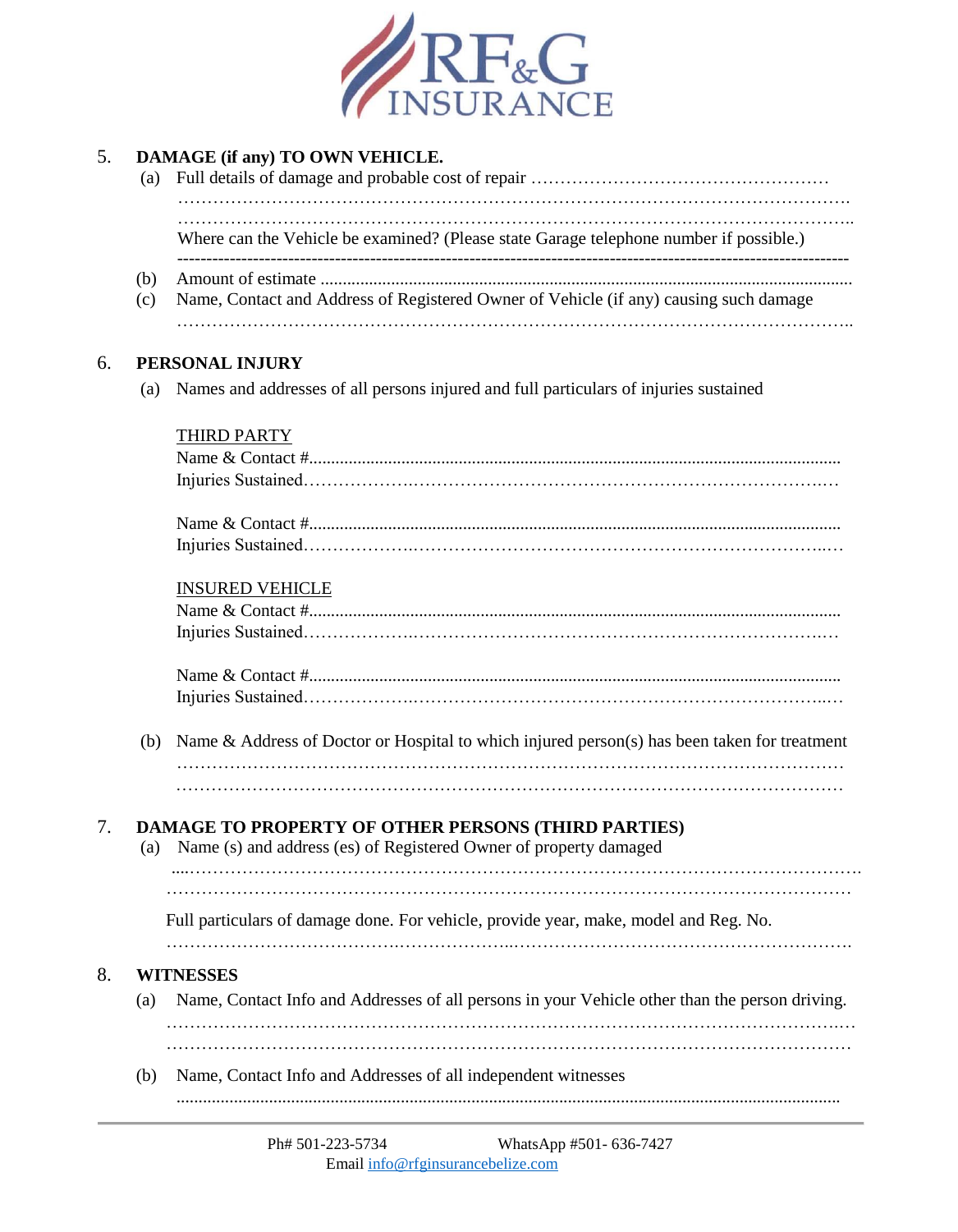5. **DAMAGE (if any) TO OWN VEHICLE.**

   (a) Full details of damage and probable cost of repair ……………………………………………
   ……………………………………………………………………………………………………….
   ……………………………………………………………………………………………………….
   Where can the Vehicle be examined? (Please state Garage telephone number if possible.)
   -------------------------------------------------------------------------------------------------------------

   (b) Amount of estimate .......................................................................................................

   (c) Name, Contact and Address of Registered Owner of Vehicle (if any) causing such damage
   ……………………………………………………………………………………………………….

6. **PERSONAL INJURY**

   (a) Names and addresses of all persons injured and full particulars of injuries sustained

   THIRD PARTY
   Name & Contact #.......................................................................................................
   Injuries Sustained………………………………………………………………………………

   Name & Contact #.......................................................................................................
   Injuries Sustained………………………………………………………………………………

   INSURED VEHICLE
   Name & Contact #.......................................................................................................
   Injuries Sustained………………………………………………………………………………

   Name & Contact #.......................................................................................................
   Injuries Sustained………………………………………………………………………………

   (b) Name & Address of Doctor or Hospital to which injured person(s) has been taken for treatment
   ……………………………………………………………………………………………………….
   ……………………………………………………………………………………………………….

7. **DAMAGE TO PROPERTY OF OTHER PERSONS (THIRD PARTIES)**

   (a) Name (s) and address (es) of Registered Owner of property damaged
   ……………………………………………………………………………………………………….
   ……………………………………………………………………………………………………….

   Full particulars of damage done. For vehicle, provide year, make, model and Reg. No.
   ……………………………………………………………………………………………………….

8. **WITNESSES**

   (a) Name, Contact Info and Addresses of all persons in your Vehicle other than the person driving.
   ……………………………………………………………………………………………………….
   ……………………………………………………………………………………………………….

   (b) Name, Contact Info and Addresses of all independent witnesses
   .......................................................................................................................................

Ph# 501-223-5734 WhatsApp #501- 636-7427
Email info@rfginsurancebelize.com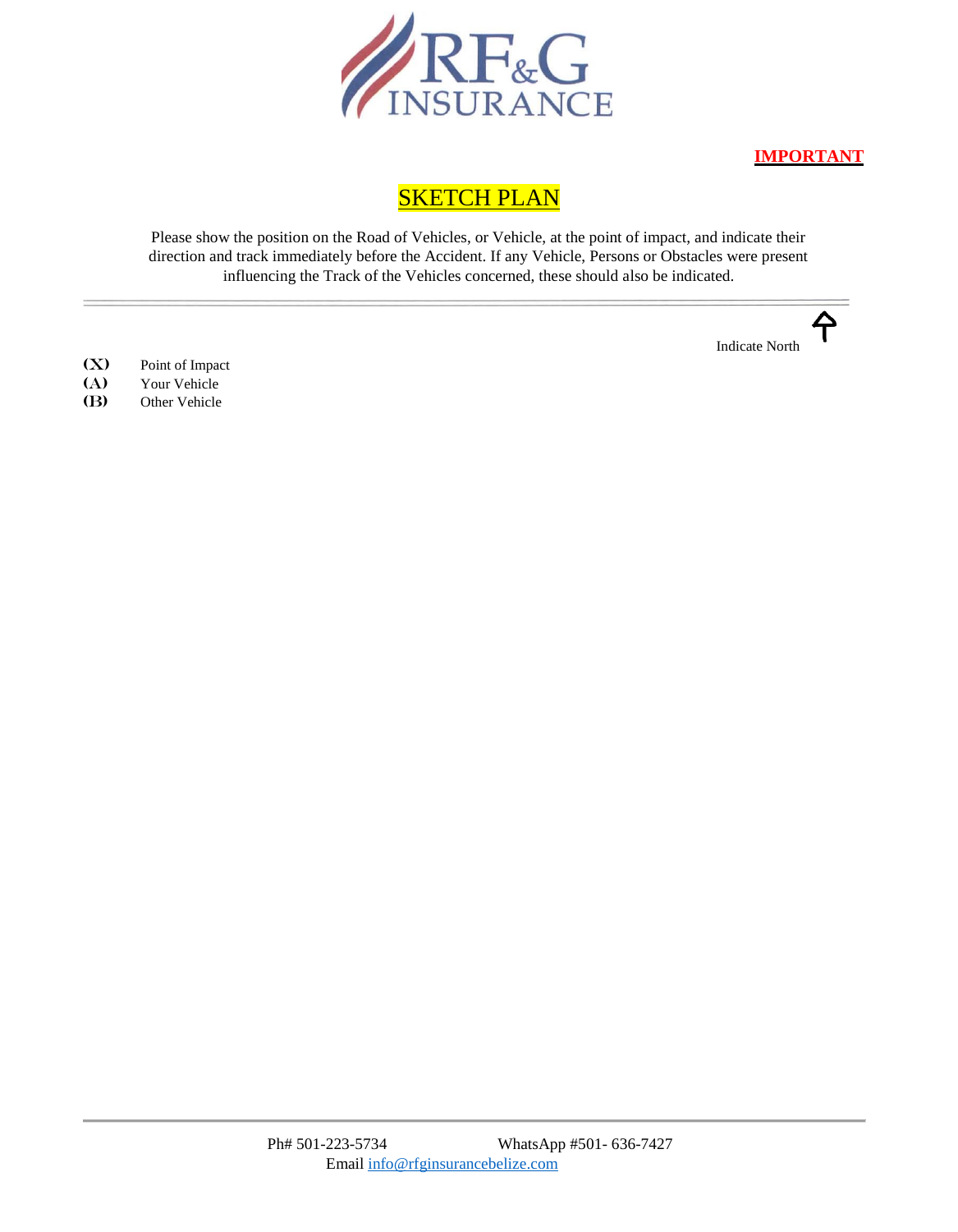RF&G INSURANCE

**IMPORTANT**

# SKETCH PLAN

Please show the position on the Road of Vehicles, or Vehicle, at the point of impact, and indicate their direction and track immediately before the Accident. If any Vehicle, Persons or Obstacles were present influencing the Track of the Vehicles concerned, these should also be indicated.

---

Indicate North ↑

**(X)** Point of Impact
**(A)** Your Vehicle
**(B)** Other Vehicle

---

Ph# 501-223-5734 WhatsApp #501- 636-7427
Email info@rfginsurancebelize.com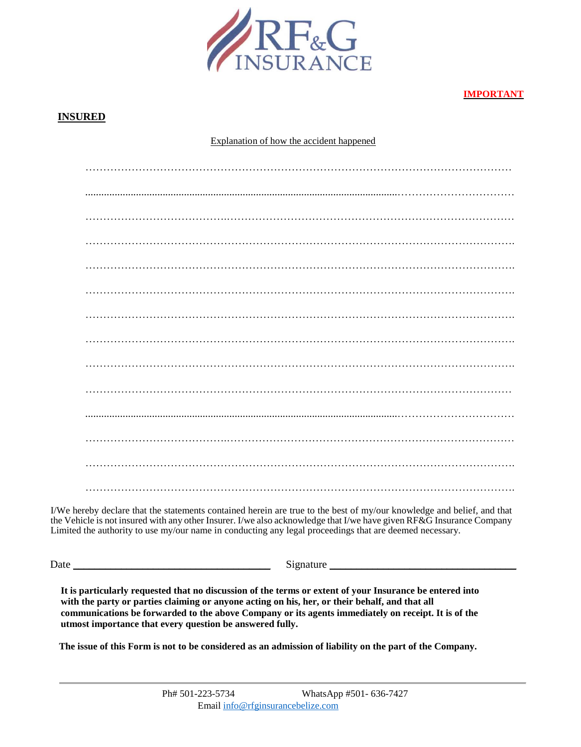RF&G INSURANCE

**IMPORTANT**

**INSURED**

Explanation of how the accident happened

…………………………………………………………………………………………………………

…………………………………………………………………………………………………………

…………………………………………………………………………………………………………

…………………………………………………………………………………………………………

…………………………………………………………………………………………………………

…………………………………………………………………………………………………………

…………………………………………………………………………………………………………

…………………………………………………………………………………………………………

…………………………………………………………………………………………………………

…………………………………………………………………………………………………………

…………………………………………………………………………………………………………

…………………………………………………………………………………………………………

…………………………………………………………………………………………………………

…………………………………………………………………………………………………………

I/We hereby declare that the statements contained herein are true to the best of my/our knowledge and belief, and that the Vehicle is not insured with any other Insurer. I/we also acknowledge that I/we have given RF&G Insurance Company Limited the authority to use my/our name in conducting any legal proceedings that are deemed necessary.

Date ____________________________ Signature ____________________________

**It is particularly requested that no discussion of the terms or extent of your Insurance be entered into with the party or parties claiming or anyone acting on his, her, or their behalf, and that all communications be forwarded to the above Company or its agents immediately on receipt. It is of the utmost importance that every question be answered fully.**

**The issue of this Form is not to be considered as an admission of liability on the part of the Company.**

Ph# 501-223-5734 WhatsApp #501- 636-7427
Email info@rfginsurancebelize.com